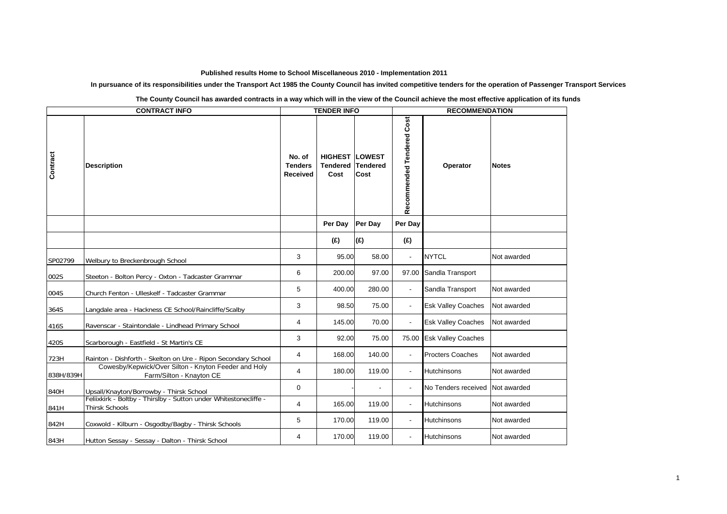**Published results Home to School Miscellaneous 2010 - Implementation 2011**

**In pursuance of its responsibilities under the Transport Act 1985 the County Council has invited competitive tenders for the operation of Passenger Transport Services**

**The County Council has awarded contracts in a way which will in the view of the Council achieve the most effective application of its funds**

| CONTRACT INFO | | TENDER INFO | | | RECOMMENDATION | | |
|---|---|---|---|---|---|---|---|
| Contract | Description | No. of Tenders Received | HIGHEST Tendered Cost | LOWEST Tendered Cost | Recommended Tendered Cost | Operator | Notes |
| | | | Per Day | Per Day | Per Day | | |
| | | | (£) | (£) | (£) | | |
| SP02799 | Welbury to Breckenbrough School | 3 | 95.00 | 58.00 | - | NYTCL | Not awarded |
| 002S | Steeton - Bolton Percy - Oxton - Tadcaster Grammar | 6 | 200.00 | 97.00 | 97.00 | Sandla Transport | |
| 004S | Church Fenton - Ulleskelf - Tadcaster Grammar | 5 | 400.00 | 280.00 | - | Sandla Transport | Not awarded |
| 364S | Langdale area - Hackness CE School/Raincliffe/Scalby | 3 | 98.50 | 75.00 | - | Esk Valley Coaches | Not awarded |
| 416S | Ravenscar - Staintondale - Lindhead Primary School | 4 | 145.00 | 70.00 | - | Esk Valley Coaches | Not awarded |
| 420S | Scarborough - Eastfield - St Martin's CE | 3 | 92.00 | 75.00 | 75.00 | Esk Valley Coaches | |
| 723H | Rainton - Dishforth - Skelton on Ure - Ripon Secondary School | 4 | 168.00 | 140.00 | - | Procters Coaches | Not awarded |
| 838H/839H | Cowesby/Kepwick/Over Silton - Knyton Feeder and Holy Farm/Silton - Knayton CE | 4 | 180.00 | 119.00 | - | Hutchinsons | Not awarded |
| 840H | Upsall/Knayton/Borrowby - Thirsk School | 0 | - | - | - | No Tenders received | Not awarded |
| 841H | Feliixkirk - Boltby - Thirslby - Sutton under Whitestonecliffe - Thirsk Schools | 4 | 165.00 | 119.00 | - | Hutchinsons | Not awarded |
| 842H | Coxwold - Kilburn - Osgodby/Bagby - Thirsk Schools | 5 | 170.00 | 119.00 | - | Hutchinsons | Not awarded |
| 843H | Hutton Sessay - Sessay - Dalton - Thirsk School | 4 | 170.00 | 119.00 | - | Hutchinsons | Not awarded |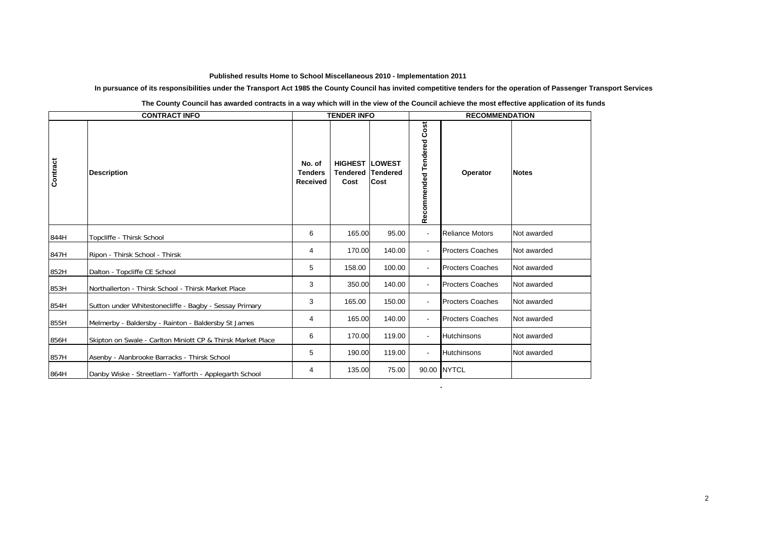**Published results Home to School Miscellaneous 2010 - Implementation 2011**

**In pursuance of its responsibilities under the Transport Act 1985 the County Council has invited competitive tenders for the operation of Passenger Transport Services**

**The County Council has awarded contracts in a way which will in the view of the Council achieve the most effective application of its funds**

| CONTRACT INFO | | TENDER INFO | | | RECOMMENDATION | | |
|---|---|---|---|---|---|---|---|
| Contract | Description | No. of Tenders Received | HIGHEST Tendered Cost | LOWEST Tendered Cost | Recommended Tendered Cost | Operator | Notes |
| 844H | Topcliffe - Thirsk School | 6 | 165.00 | 95.00 | - | Reliance Motors | Not awarded |
| 847H | Ripon - Thirsk School - Thirsk | 4 | 170.00 | 140.00 | - | Procters Coaches | Not awarded |
| 852H | Dalton - Topcliffe CE School | 5 | 158.00 | 100.00 | - | Procters Coaches | Not awarded |
| 853H | Northallerton - Thirsk School - Thirsk Market Place | 3 | 350.00 | 140.00 | - | Procters Coaches | Not awarded |
| 854H | Sutton under Whitestonecliffe - Bagby - Sessay Primary | 3 | 165.00 | 150.00 | - | Procters Coaches | Not awarded |
| 855H | Melmerby - Baldersby - Rainton - Baldersby St James | 4 | 165.00 | 140.00 | - | Procters Coaches | Not awarded |
| 856H | Skipton on Swale - Carlton Miniott CP & Thirsk Market Place | 6 | 170.00 | 119.00 | - | Hutchinsons | Not awarded |
| 857H | Asenby - Alanbrooke Barracks - Thirsk School | 5 | 190.00 | 119.00 | - | Hutchinsons | Not awarded |
| 864H | Danby Wiske - Streetlam - Yafforth - Applegarth School | 4 | 135.00 | 75.00 | 90.00 | NYTCL | |